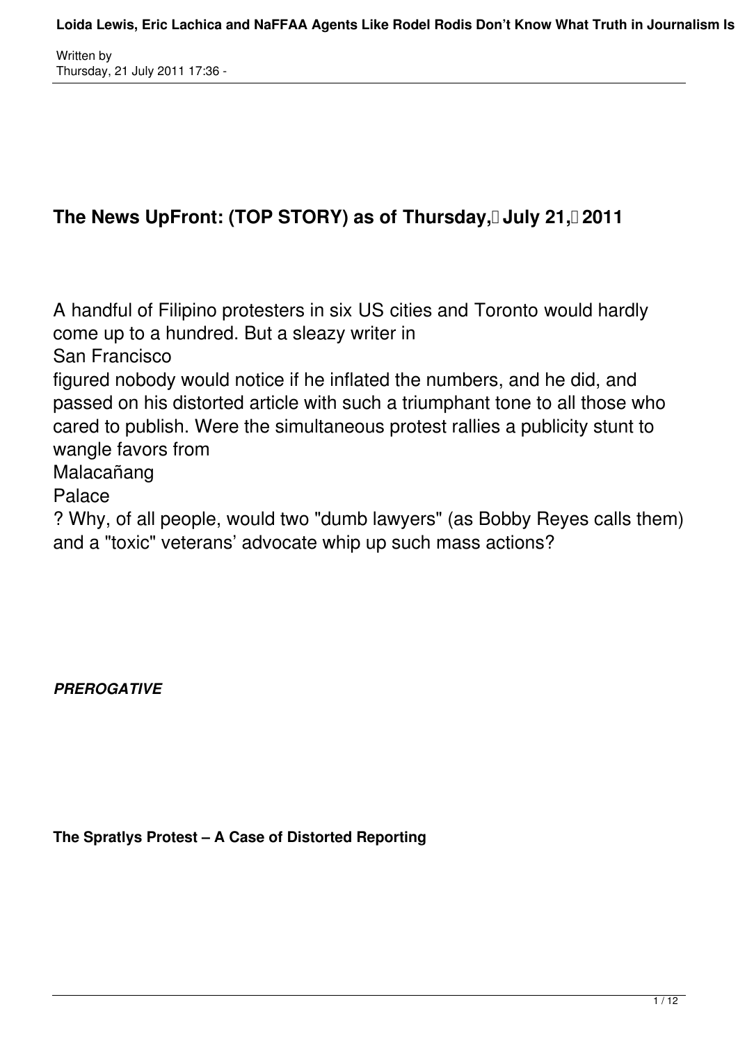## The News UpFront: (TOP STORY) as of Thursday, July 21, 2011

A handful of Filipino protesters in six US cities and Toronto would hardly come up to a hundred. But a sleazy writer in San Francisco figured nobody would notice if he inflated the numbers, and he did, and passed on his distorted article with such a triumphant tone to all those who cared to publish. Were the simultaneous protest rallies a publicity stunt to wangle favors from Malacañang Palace? Why, of all people, would two "dumb lawyers" (as Bobby Reyes calls them) and a "toxic" veterans' advocate whip up such mass actions?

***PREROGATIVE***

**The Spratlys Protest – A Case of Distorted Reporting**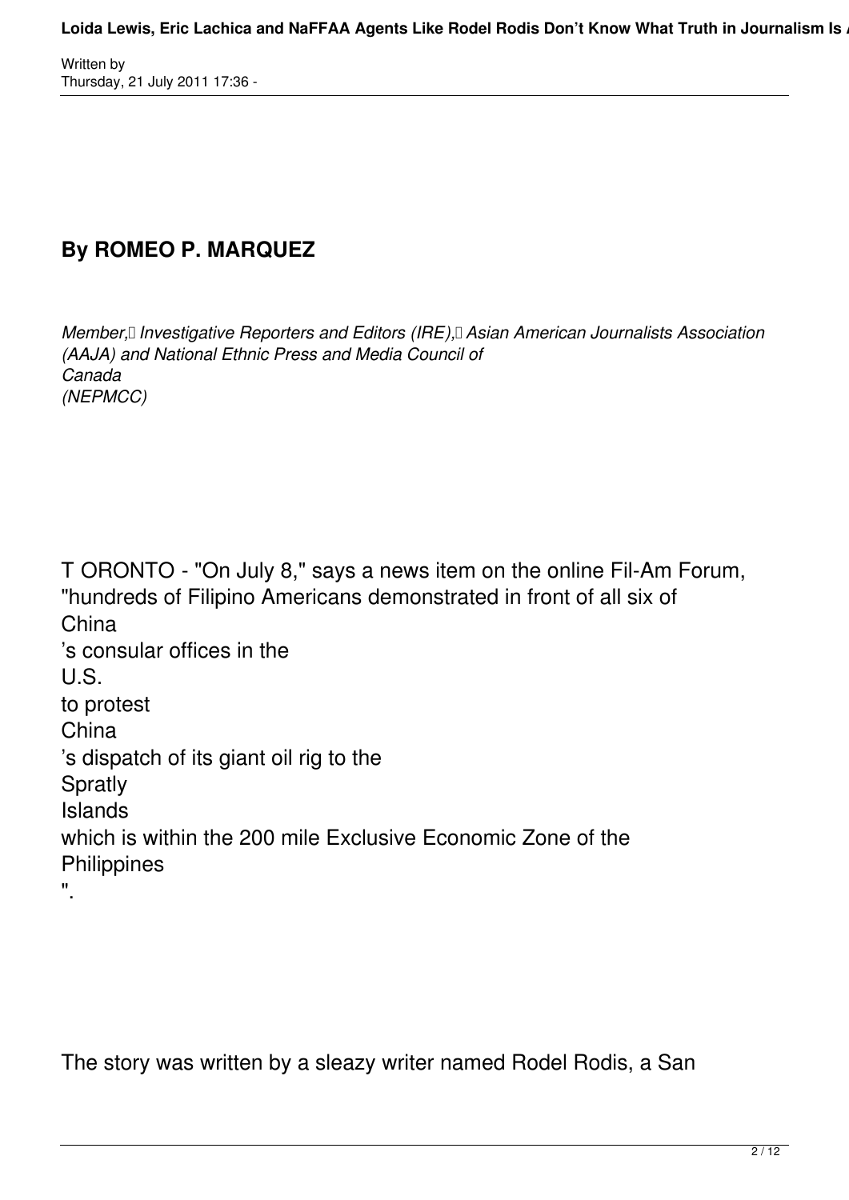Written by
Thursday, 21 July 2011 17:36 -

## By ROMEO P. MARQUEZ

*Member, Investigative Reporters and Editors (IRE), Asian American Journalists Association (AAJA) and National Ethnic Press and Media Council of Canada (NEPMCC)*

TORONTO - "On July 8," says a news item on the online Fil-Am Forum, "hundreds of Filipino Americans demonstrated in front of all six of China's consular offices in the U.S. to protest China's dispatch of its giant oil rig to the Spratly Islands which is within the 200 mile Exclusive Economic Zone of the Philippines".

The story was written by a sleazy writer named Rodel Rodis, a San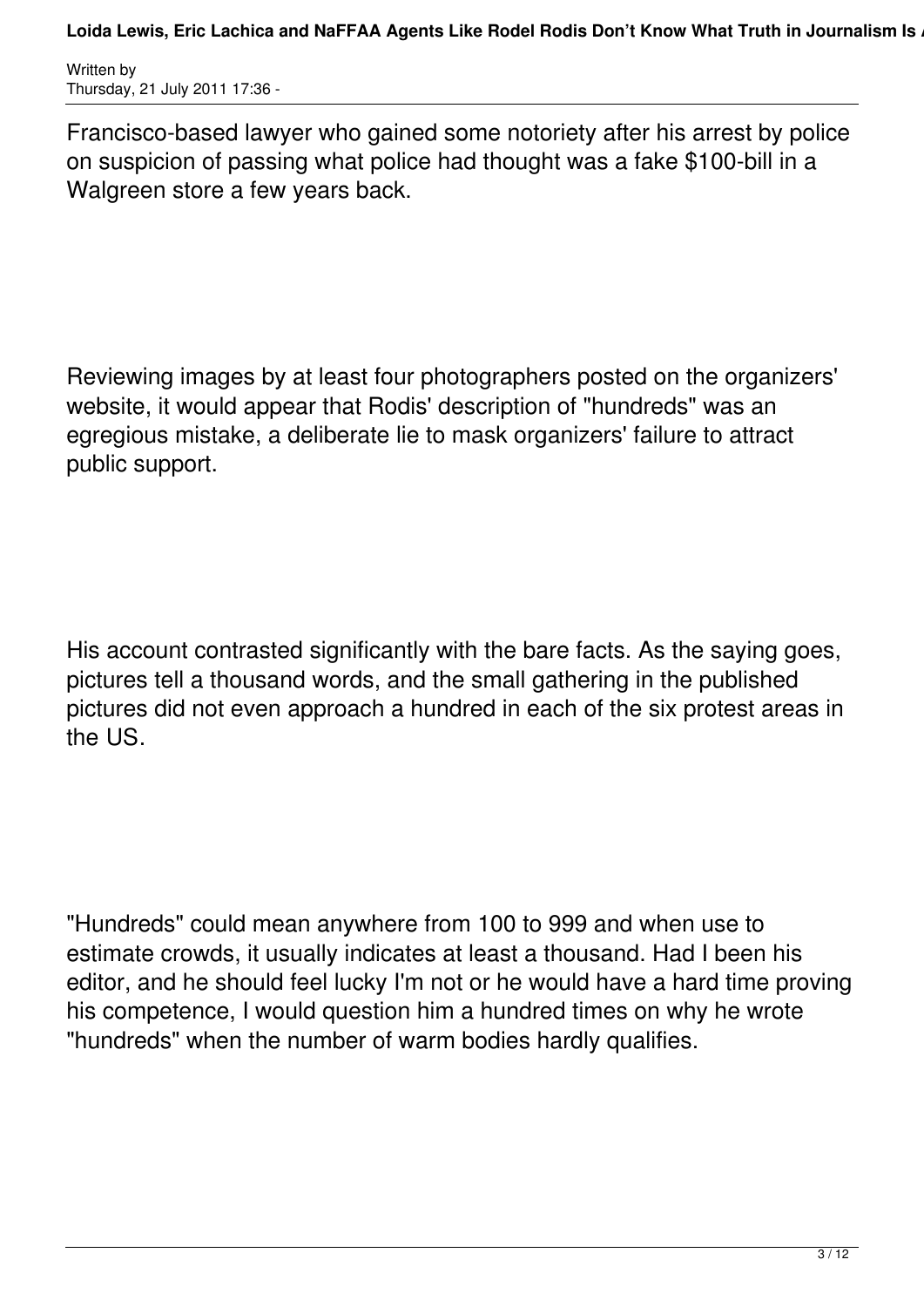Francisco-based lawyer who gained some notoriety after his arrest by police on suspicion of passing what police had thought was a fake $100-bill in a Walgreen store a few years back.

Reviewing images by at least four photographers posted on the organizers' website, it would appear that Rodis' description of "hundreds" was an egregious mistake, a deliberate lie to mask organizers' failure to attract public support.

His account contrasted significantly with the bare facts. As the saying goes, pictures tell a thousand words, and the small gathering in the published pictures did not even approach a hundred in each of the six protest areas in the US.

"Hundreds" could mean anywhere from 100 to 999 and when use to estimate crowds, it usually indicates at least a thousand. Had I been his editor, and he should feel lucky I'm not or he would have a hard time proving his competence, I would question him a hundred times on why he wrote "hundreds" when the number of warm bodies hardly qualifies.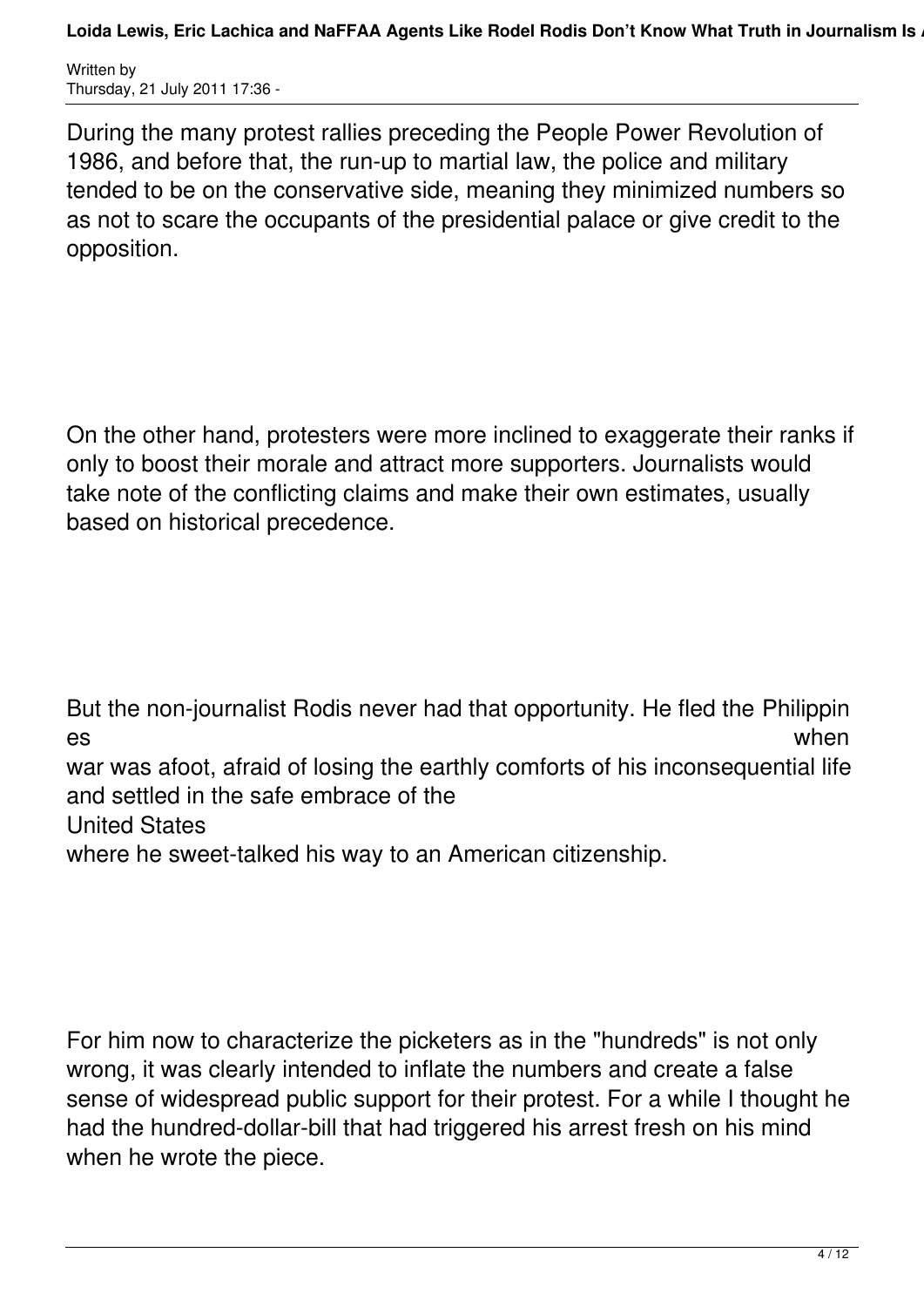During the many protest rallies preceding the People Power Revolution of 1986, and before that, the run-up to martial law, the police and military tended to be on the conservative side, meaning they minimized numbers so as not to scare the occupants of the presidential palace or give credit to the opposition.

On the other hand, protesters were more inclined to exaggerate their ranks if only to boost their morale and attract more supporters. Journalists would take note of the conflicting claims and make their own estimates, usually based on historical precedence.

But the non-journalist Rodis never had that opportunity. He fled the Philippines when war was afoot, afraid of losing the earthly comforts of his inconsequential life and settled in the safe embrace of the United States where he sweet-talked his way to an American citizenship.

For him now to characterize the picketers as in the "hundreds" is not only wrong, it was clearly intended to inflate the numbers and create a false sense of widespread public support for their protest. For a while I thought he had the hundred-dollar-bill that had triggered his arrest fresh on his mind when he wrote the piece.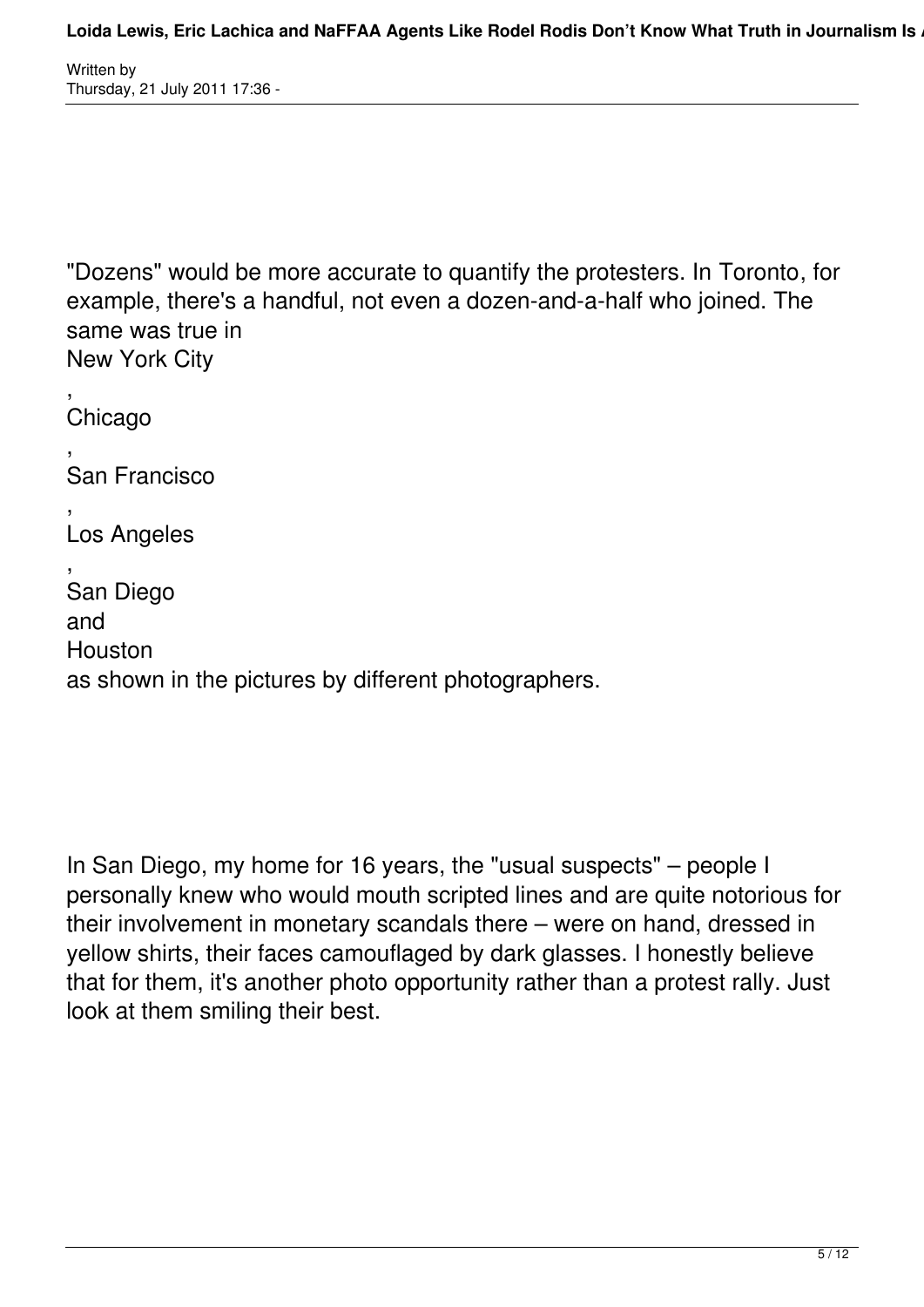"Dozens" would be more accurate to quantify the protesters. In Toronto, for example, there's a handful, not even a dozen-and-a-half who joined. The same was true in New York City, Chicago, San Francisco, Los Angeles, San Diego and Houston as shown in the pictures by different photographers.

In San Diego, my home for 16 years, the "usual suspects" – people I personally knew who would mouth scripted lines and are quite notorious for their involvement in monetary scandals there – were on hand, dressed in yellow shirts, their faces camouflaged by dark glasses. I honestly believe that for them, it's another photo opportunity rather than a protest rally. Just look at them smiling their best.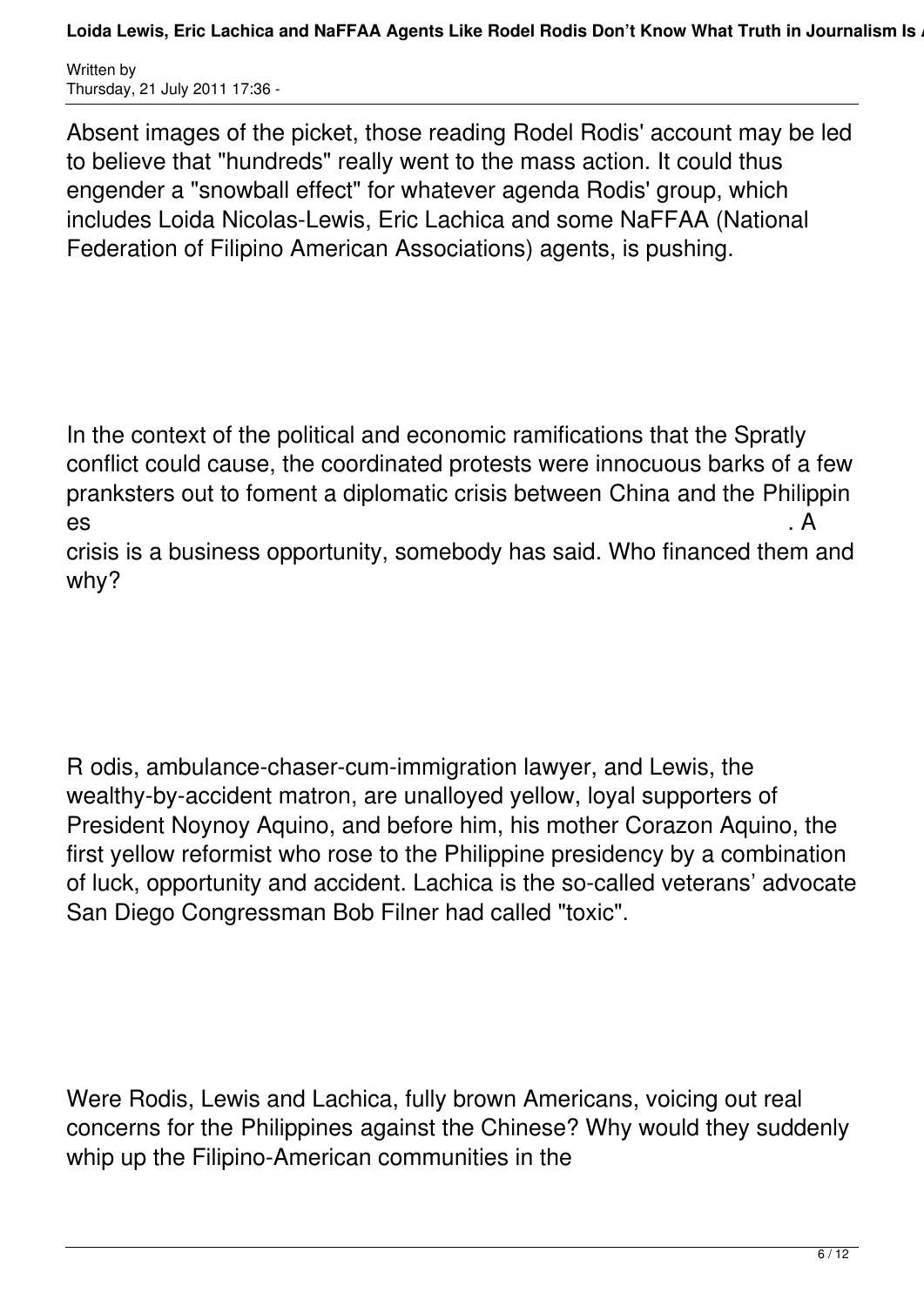Absent images of the picket, those reading Rodel Rodis' account may be led to believe that "hundreds" really went to the mass action. It could thus engender a "snowball effect" for whatever agenda Rodis' group, which includes Loida Nicolas-Lewis, Eric Lachica and some NaFFAA (National Federation of Filipino American Associations) agents, is pushing.

In the context of the political and economic ramifications that the Spratly conflict could cause, the coordinated protests were innocuous barks of a few pranksters out to foment a diplomatic crisis between China and the Philippines. A crisis is a business opportunity, somebody has said. Who financed them and why?

Rodis, ambulance-chaser-cum-immigration lawyer, and Lewis, the wealthy-by-accident matron, are unalloyed yellow, loyal supporters of President Noynoy Aquino, and before him, his mother Corazon Aquino, the first yellow reformist who rose to the Philippine presidency by a combination of luck, opportunity and accident. Lachica is the so-called veterans' advocate San Diego Congressman Bob Filner had called "toxic".

Were Rodis, Lewis and Lachica, fully brown Americans, voicing out real concerns for the Philippines against the Chinese? Why would they suddenly whip up the Filipino-American communities in the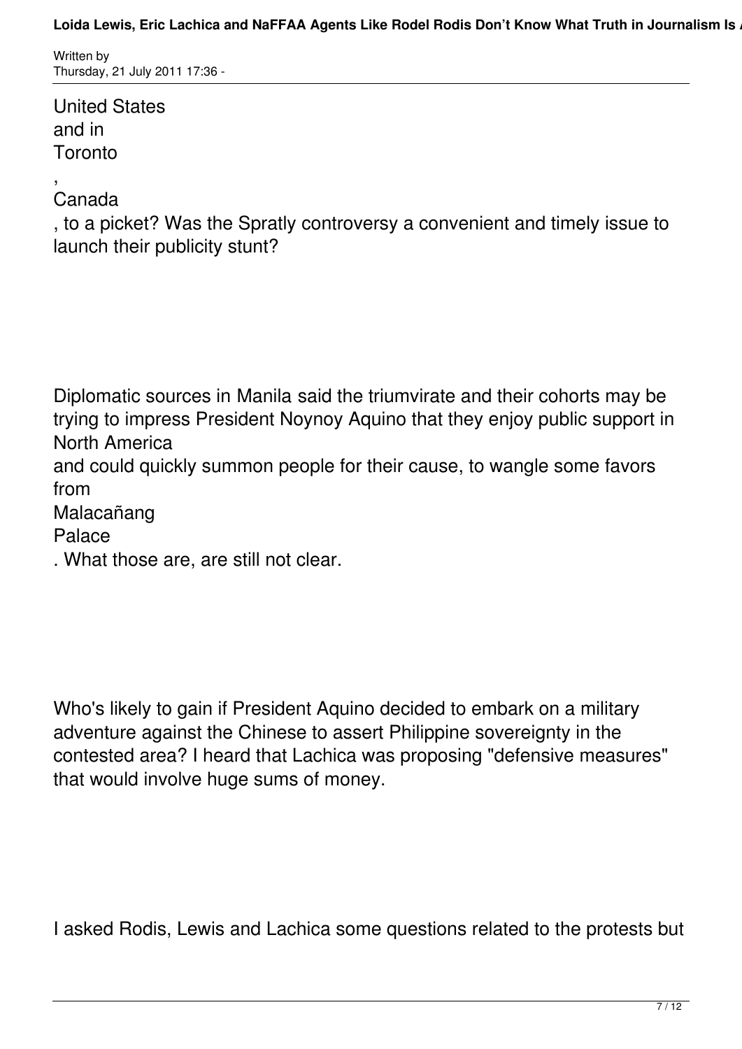United States and in Toronto, Canada, to a picket? Was the Spratly controversy a convenient and timely issue to launch their publicity stunt?

Diplomatic sources in Manila said the triumvirate and their cohorts may be trying to impress President Noynoy Aquino that they enjoy public support in North America and could quickly summon people for their cause, to wangle some favors from Malacañang Palace. What those are, are still not clear.

Who's likely to gain if President Aquino decided to embark on a military adventure against the Chinese to assert Philippine sovereignty in the contested area? I heard that Lachica was proposing "defensive measures" that would involve huge sums of money.

I asked Rodis, Lewis and Lachica some questions related to the protests but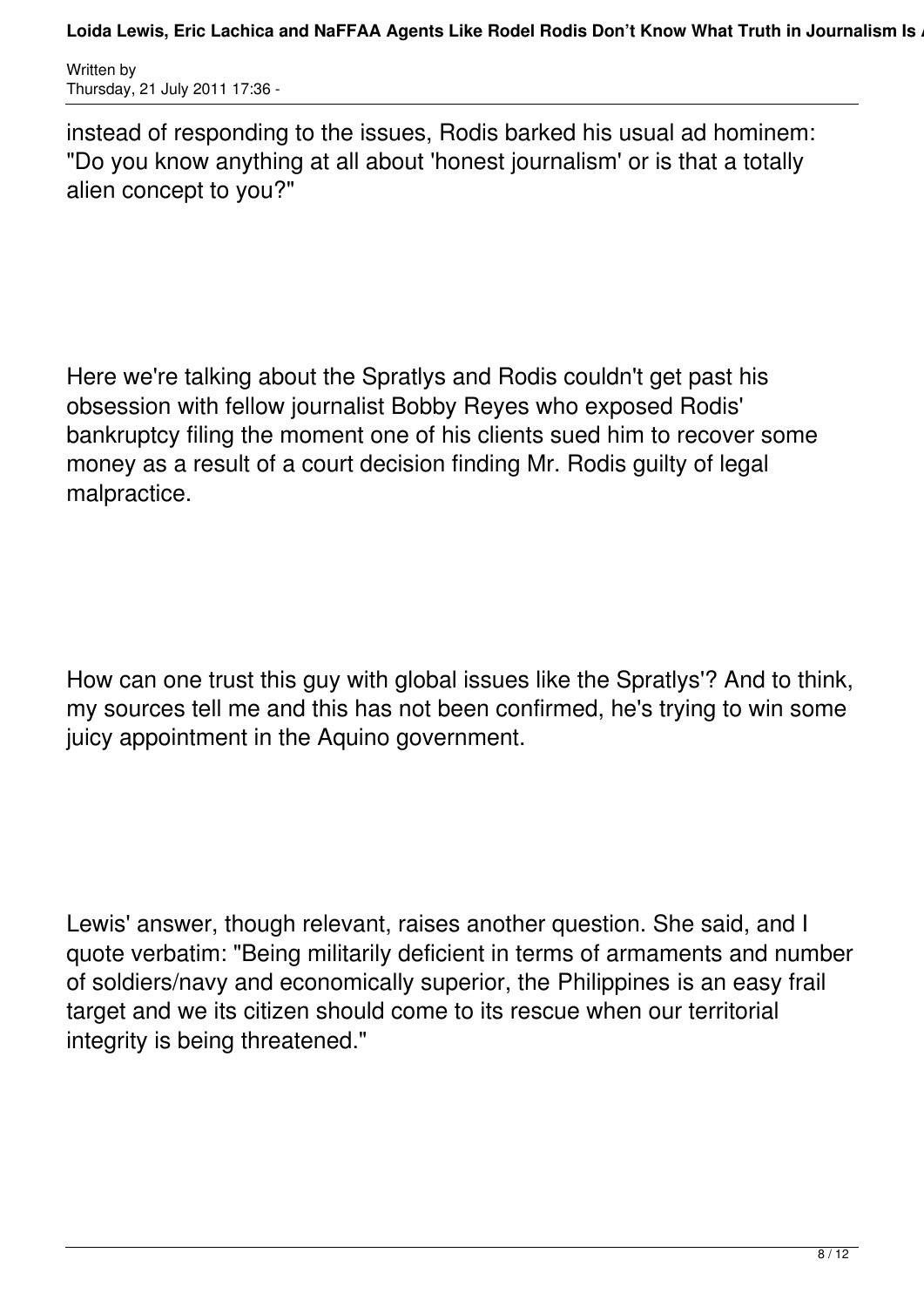instead of responding to the issues, Rodis barked his usual ad hominem: "Do you know anything at all about 'honest journalism' or is that a totally alien concept to you?"

Here we're talking about the Spratlys and Rodis couldn't get past his obsession with fellow journalist Bobby Reyes who exposed Rodis' bankruptcy filing the moment one of his clients sued him to recover some money as a result of a court decision finding Mr. Rodis guilty of legal malpractice.

How can one trust this guy with global issues like the Spratlys'? And to think, my sources tell me and this has not been confirmed, he's trying to win some juicy appointment in the Aquino government.

Lewis' answer, though relevant, raises another question. She said, and I quote verbatim: "Being militarily deficient in terms of armaments and number of soldiers/navy and economically superior, the Philippines is an easy frail target and we its citizen should come to its rescue when our territorial integrity is being threatened."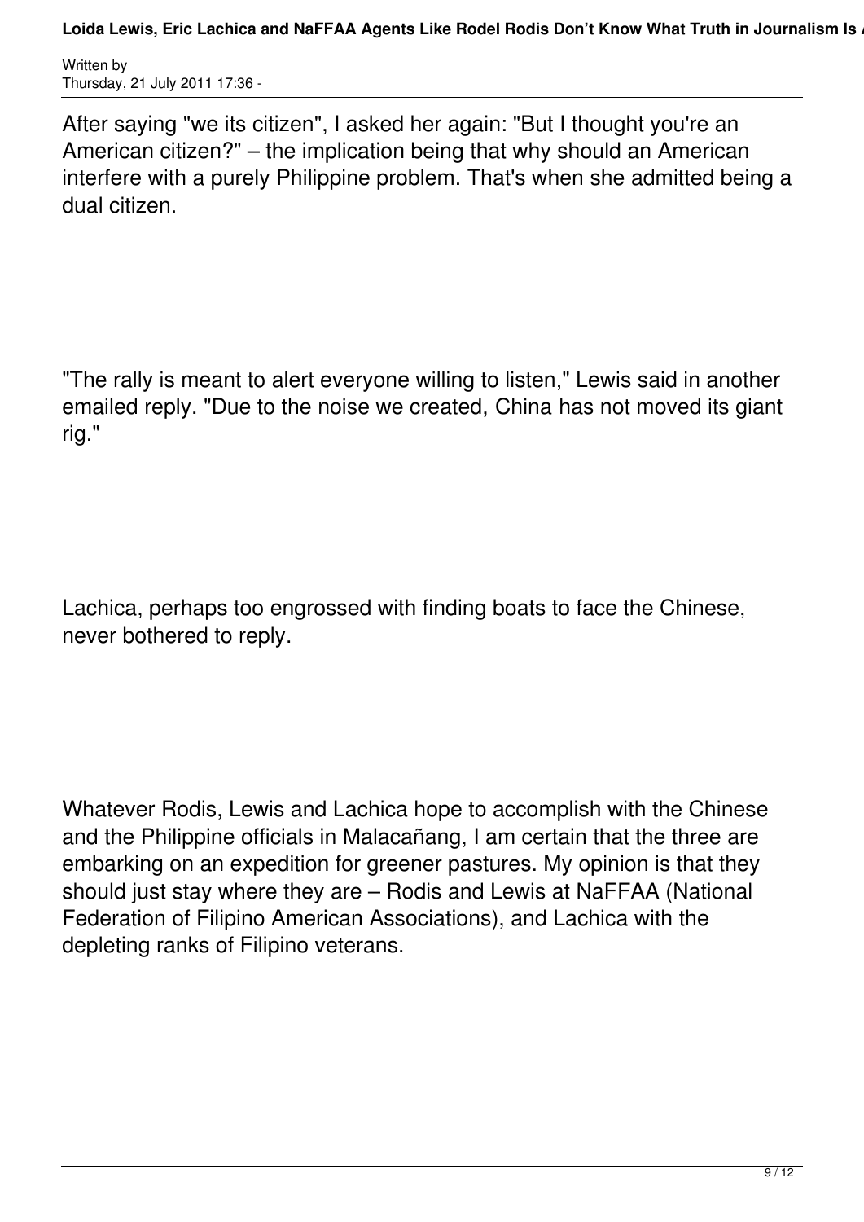After saying "we its citizen", I asked her again: "But I thought you're an American citizen?" – the implication being that why should an American interfere with a purely Philippine problem. That's when she admitted being a dual citizen.

"The rally is meant to alert everyone willing to listen," Lewis said in another emailed reply. "Due to the noise we created, China has not moved its giant rig."

Lachica, perhaps too engrossed with finding boats to face the Chinese, never bothered to reply.

Whatever Rodis, Lewis and Lachica hope to accomplish with the Chinese and the Philippine officials in Malacañang, I am certain that the three are embarking on an expedition for greener pastures. My opinion is that they should just stay where they are – Rodis and Lewis at NaFFAA (National Federation of Filipino American Associations), and Lachica with the depleting ranks of Filipino veterans.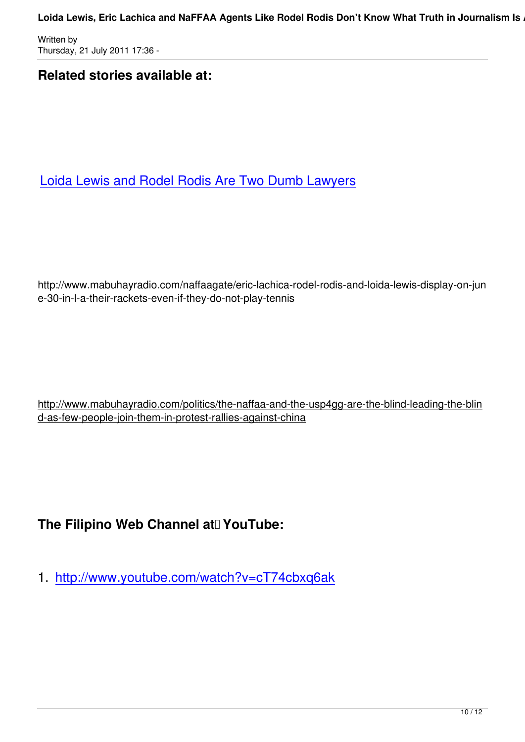## Related stories available at:

[Loida Lewis and Rodel Rodis Are Two Dumb Lawyers]

http://www.mabuhayradio.com/naffaagate/eric-lachica-rodel-rodis-and-loida-lewis-display-on-june-30-in-l-a-their-rackets-even-if-they-do-not-play-tennis

http://www.mabuhayradio.com/politics/the-naffaa-and-the-usp4gg-are-the-blind-leading-the-blind-as-few-people-join-them-in-protest-rallies-against-china

## The Filipino Web Channel at YouTube:

1. http://www.youtube.com/watch?v=cT74cbxq6ak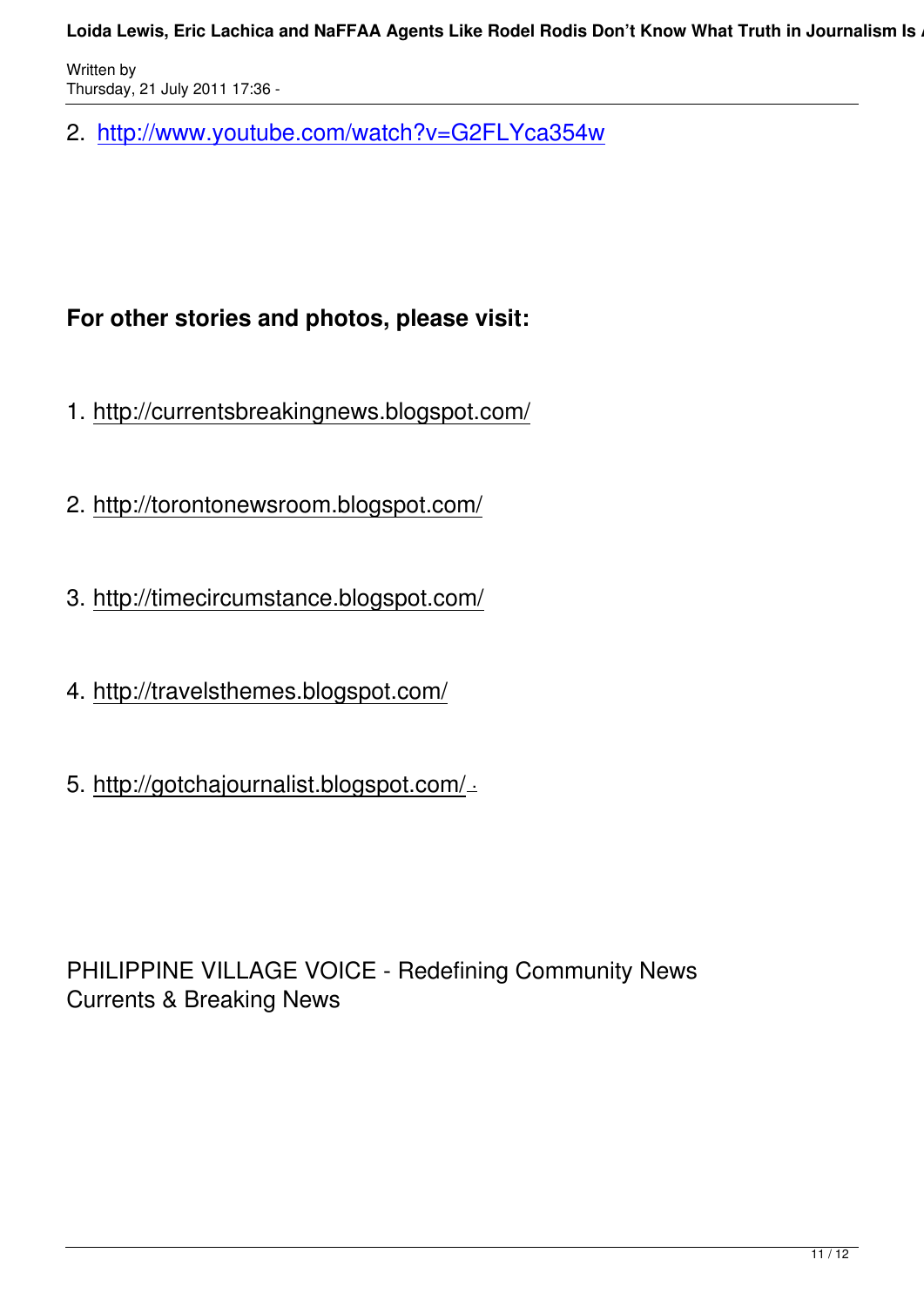2. http://www.youtube.com/watch?v=G2FLYca354w

**For other stories and photos, please visit:**

1. http://currentsbreakingnews.blogspot.com/

2. http://torontonewsroom.blogspot.com/

3. http://timecircumstance.blogspot.com/

4. http://travelsthemes.blogspot.com/

5. http://gotchajournalist.blogspot.com/ .

PHILIPPINE VILLAGE VOICE - Redefining Community News
Currents & Breaking News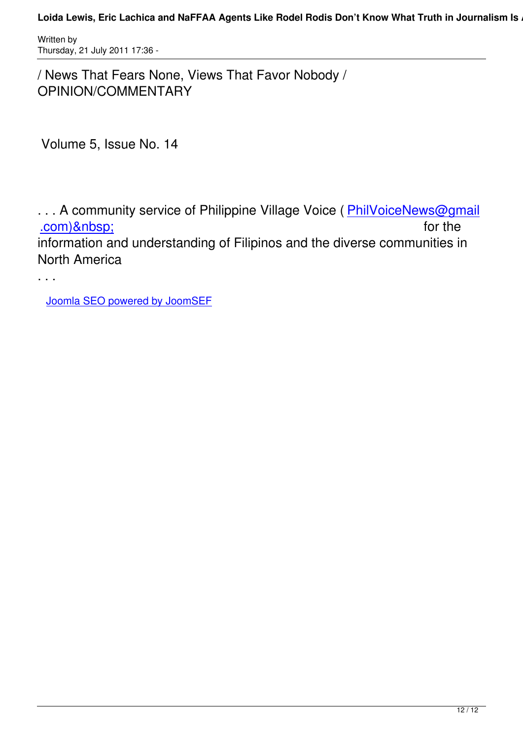/ News That Fears None, Views That Favor Nobody /
OPINION/COMMENTARY

Volume 5, Issue No. 14

. . . A community service of Philippine Village Voice ( PhilVoiceNews@gmail.com)&nbsp; for the information and understanding of Filipinos and the diverse communities in North America

. . .

Joomla SEO powered by JoomSEF